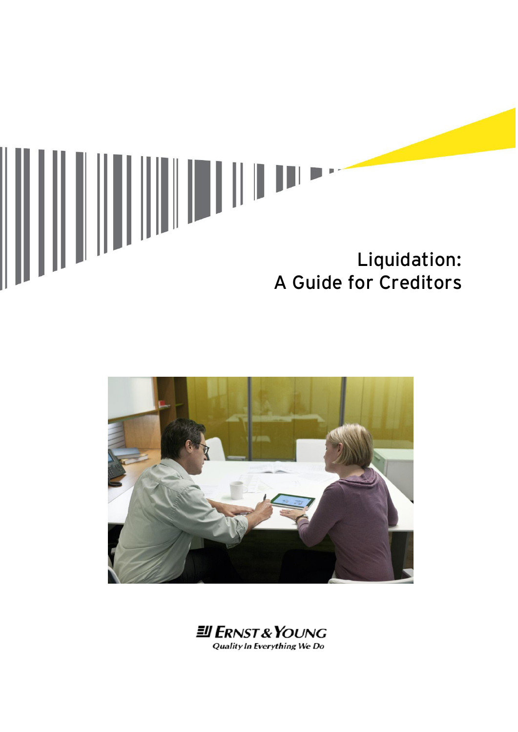# Liquidation: A Guide for Creditors

ERNST & YOUNG

*Quality In Everything We Do*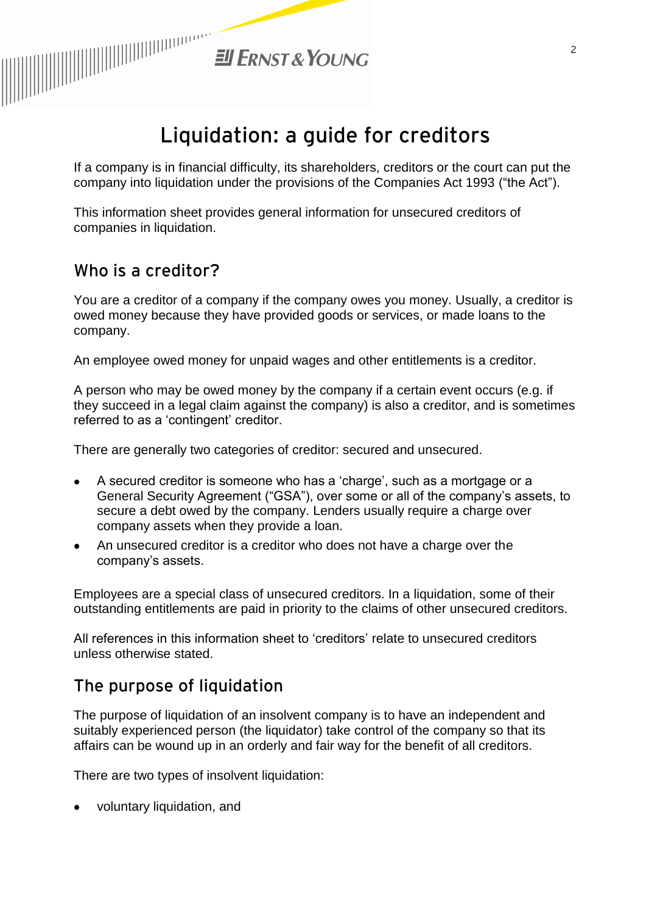# Liquidation: a guide for creditors

If a company is in financial difficulty, its shareholders, creditors or the court can put the company into liquidation under the provisions of the Companies Act 1993 ("the Act").

This information sheet provides general information for unsecured creditors of companies in liquidation.

## Who is a creditor?

You are a creditor of a company if the company owes you money. Usually, a creditor is owed money because they have provided goods or services, or made loans to the company.

An employee owed money for unpaid wages and other entitlements is a creditor.

A person who may be owed money by the company if a certain event occurs (e.g. if they succeed in a legal claim against the company) is also a creditor, and is sometimes referred to as a 'contingent' creditor.

There are generally two categories of creditor: secured and unsecured.

- A secured creditor is someone who has a 'charge', such as a mortgage or a General Security Agreement ("GSA"), over some or all of the company's assets, to secure a debt owed by the company. Lenders usually require a charge over company assets when they provide a loan.
- An unsecured creditor is a creditor who does not have a charge over the company's assets.

Employees are a special class of unsecured creditors. In a liquidation, some of their outstanding entitlements are paid in priority to the claims of other unsecured creditors.

All references in this information sheet to 'creditors' relate to unsecured creditors unless otherwise stated.

## The purpose of liquidation

The purpose of liquidation of an insolvent company is to have an independent and suitably experienced person (the liquidator) take control of the company so that its affairs can be wound up in an orderly and fair way for the benefit of all creditors.

There are two types of insolvent liquidation:

- voluntary liquidation, and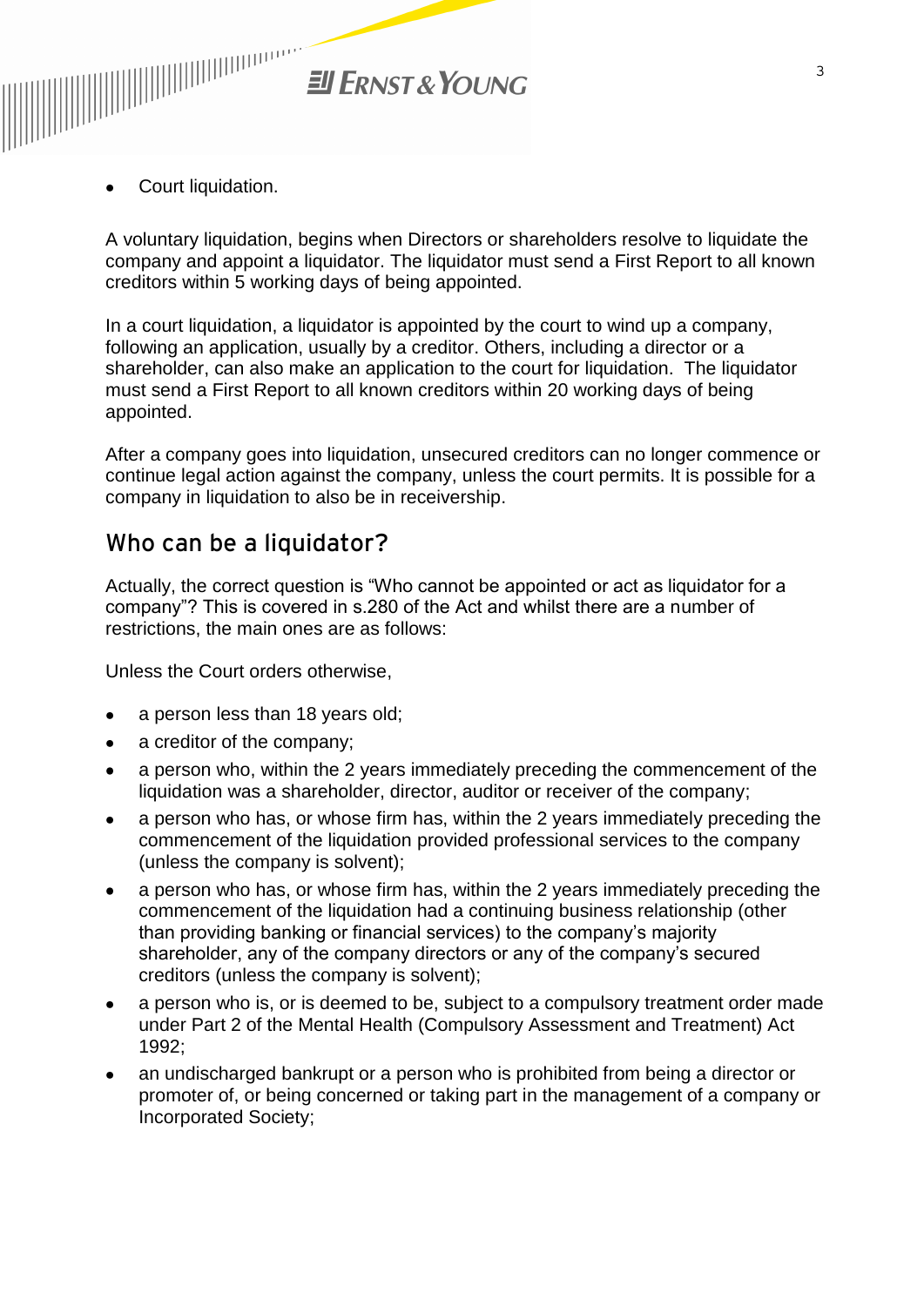- Court liquidation.

A voluntary liquidation, begins when Directors or shareholders resolve to liquidate the company and appoint a liquidator. The liquidator must send a First Report to all known creditors within 5 working days of being appointed.

In a court liquidation, a liquidator is appointed by the court to wind up a company, following an application, usually by a creditor. Others, including a director or a shareholder, can also make an application to the court for liquidation. The liquidator must send a First Report to all known creditors within 20 working days of being appointed.

After a company goes into liquidation, unsecured creditors can no longer commence or continue legal action against the company, unless the court permits. It is possible for a company in liquidation to also be in receivership.

## Who can be a liquidator?

Actually, the correct question is "Who cannot be appointed or act as liquidator for a company"? This is covered in s.280 of the Act and whilst there are a number of restrictions, the main ones are as follows:

Unless the Court orders otherwise,

- a person less than 18 years old;
- a creditor of the company;
- a person who, within the 2 years immediately preceding the commencement of the liquidation was a shareholder, director, auditor or receiver of the company;
- a person who has, or whose firm has, within the 2 years immediately preceding the commencement of the liquidation provided professional services to the company (unless the company is solvent);
- a person who has, or whose firm has, within the 2 years immediately preceding the commencement of the liquidation had a continuing business relationship (other than providing banking or financial services) to the company's majority shareholder, any of the company directors or any of the company's secured creditors (unless the company is solvent);
- a person who is, or is deemed to be, subject to a compulsory treatment order made under Part 2 of the Mental Health (Compulsory Assessment and Treatment) Act 1992;
- an undischarged bankrupt or a person who is prohibited from being a director or promoter of, or being concerned or taking part in the management of a company or Incorporated Society;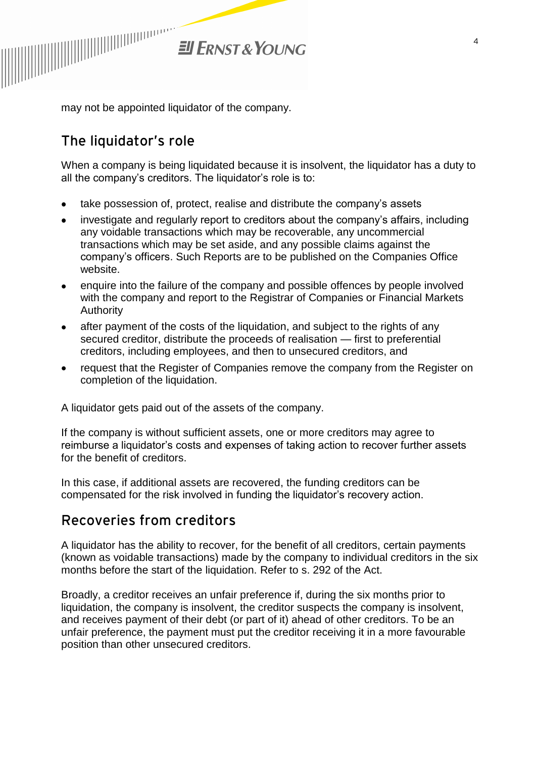may not be appointed liquidator of the company.

## The liquidator's role

When a company is being liquidated because it is insolvent, the liquidator has a duty to all the company's creditors. The liquidator's role is to:

- take possession of, protect, realise and distribute the company's assets
- investigate and regularly report to creditors about the company's affairs, including any voidable transactions which may be recoverable, any uncommercial transactions which may be set aside, and any possible claims against the company's officers. Such Reports are to be published on the Companies Office website.
- enquire into the failure of the company and possible offences by people involved with the company and report to the Registrar of Companies or Financial Markets Authority
- after payment of the costs of the liquidation, and subject to the rights of any secured creditor, distribute the proceeds of realisation — first to preferential creditors, including employees, and then to unsecured creditors, and
- request that the Register of Companies remove the company from the Register on completion of the liquidation.

A liquidator gets paid out of the assets of the company.

If the company is without sufficient assets, one or more creditors may agree to reimburse a liquidator's costs and expenses of taking action to recover further assets for the benefit of creditors.

In this case, if additional assets are recovered, the funding creditors can be compensated for the risk involved in funding the liquidator's recovery action.

## Recoveries from creditors

A liquidator has the ability to recover, for the benefit of all creditors, certain payments (known as voidable transactions) made by the company to individual creditors in the six months before the start of the liquidation. Refer to s. 292 of the Act.

Broadly, a creditor receives an unfair preference if, during the six months prior to liquidation, the company is insolvent, the creditor suspects the company is insolvent, and receives payment of their debt (or part of it) ahead of other creditors. To be an unfair preference, the payment must put the creditor receiving it in a more favourable position than other unsecured creditors.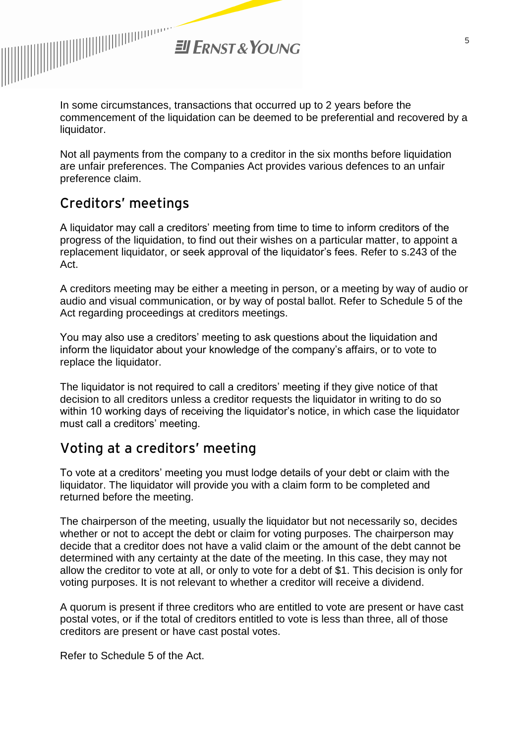In some circumstances, transactions that occurred up to 2 years before the commencement of the liquidation can be deemed to be preferential and recovered by a liquidator.

Not all payments from the company to a creditor in the six months before liquidation are unfair preferences. The Companies Act provides various defences to an unfair preference claim.

## Creditors' meetings

A liquidator may call a creditors' meeting from time to time to inform creditors of the progress of the liquidation, to find out their wishes on a particular matter, to appoint a replacement liquidator, or seek approval of the liquidator's fees. Refer to s.243 of the Act.

A creditors meeting may be either a meeting in person, or a meeting by way of audio or audio and visual communication, or by way of postal ballot. Refer to Schedule 5 of the Act regarding proceedings at creditors meetings.

You may also use a creditors' meeting to ask questions about the liquidation and inform the liquidator about your knowledge of the company's affairs, or to vote to replace the liquidator.

The liquidator is not required to call a creditors' meeting if they give notice of that decision to all creditors unless a creditor requests the liquidator in writing to do so within 10 working days of receiving the liquidator's notice, in which case the liquidator must call a creditors' meeting.

## Voting at a creditors' meeting

To vote at a creditors' meeting you must lodge details of your debt or claim with the liquidator. The liquidator will provide you with a claim form to be completed and returned before the meeting.

The chairperson of the meeting, usually the liquidator but not necessarily so, decides whether or not to accept the debt or claim for voting purposes. The chairperson may decide that a creditor does not have a valid claim or the amount of the debt cannot be determined with any certainty at the date of the meeting. In this case, they may not allow the creditor to vote at all, or only to vote for a debt of $1. This decision is only for voting purposes. It is not relevant to whether a creditor will receive a dividend.

A quorum is present if three creditors who are entitled to vote are present or have cast postal votes, or if the total of creditors entitled to vote is less than three, all of those creditors are present or have cast postal votes.

Refer to Schedule 5 of the Act.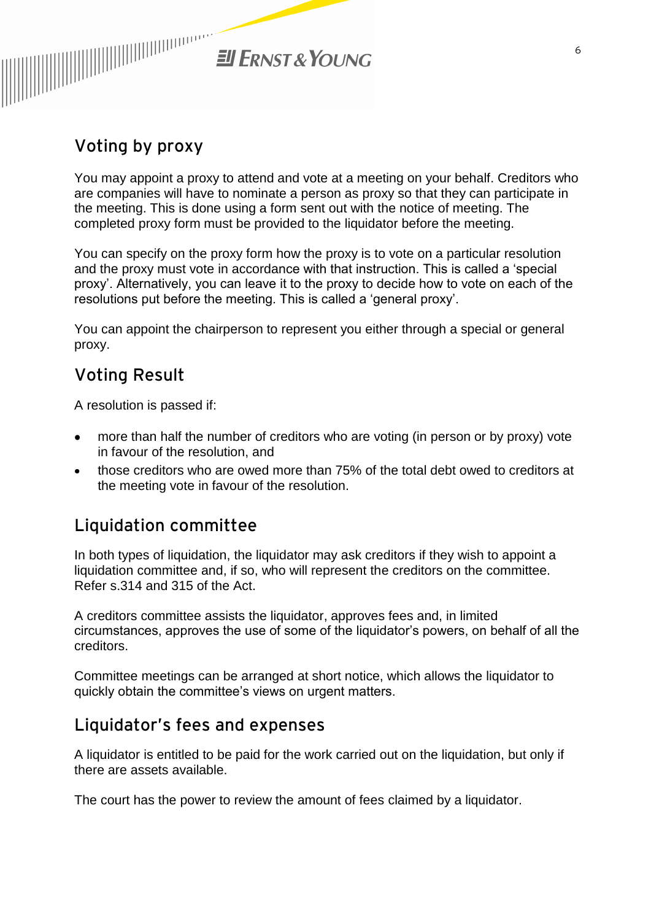## Voting by proxy

You may appoint a proxy to attend and vote at a meeting on your behalf. Creditors who are companies will have to nominate a person as proxy so that they can participate in the meeting. This is done using a form sent out with the notice of meeting. The completed proxy form must be provided to the liquidator before the meeting.

You can specify on the proxy form how the proxy is to vote on a particular resolution and the proxy must vote in accordance with that instruction. This is called a 'special proxy'. Alternatively, you can leave it to the proxy to decide how to vote on each of the resolutions put before the meeting. This is called a 'general proxy'.

You can appoint the chairperson to represent you either through a special or general proxy.

## Voting Result

A resolution is passed if:

- more than half the number of creditors who are voting (in person or by proxy) vote in favour of the resolution, and
- those creditors who are owed more than 75% of the total debt owed to creditors at the meeting vote in favour of the resolution.

## Liquidation committee

In both types of liquidation, the liquidator may ask creditors if they wish to appoint a liquidation committee and, if so, who will represent the creditors on the committee. Refer s.314 and 315 of the Act.

A creditors committee assists the liquidator, approves fees and, in limited circumstances, approves the use of some of the liquidator's powers, on behalf of all the creditors.

Committee meetings can be arranged at short notice, which allows the liquidator to quickly obtain the committee's views on urgent matters.

## Liquidator's fees and expenses

A liquidator is entitled to be paid for the work carried out on the liquidation, but only if there are assets available.

The court has the power to review the amount of fees claimed by a liquidator.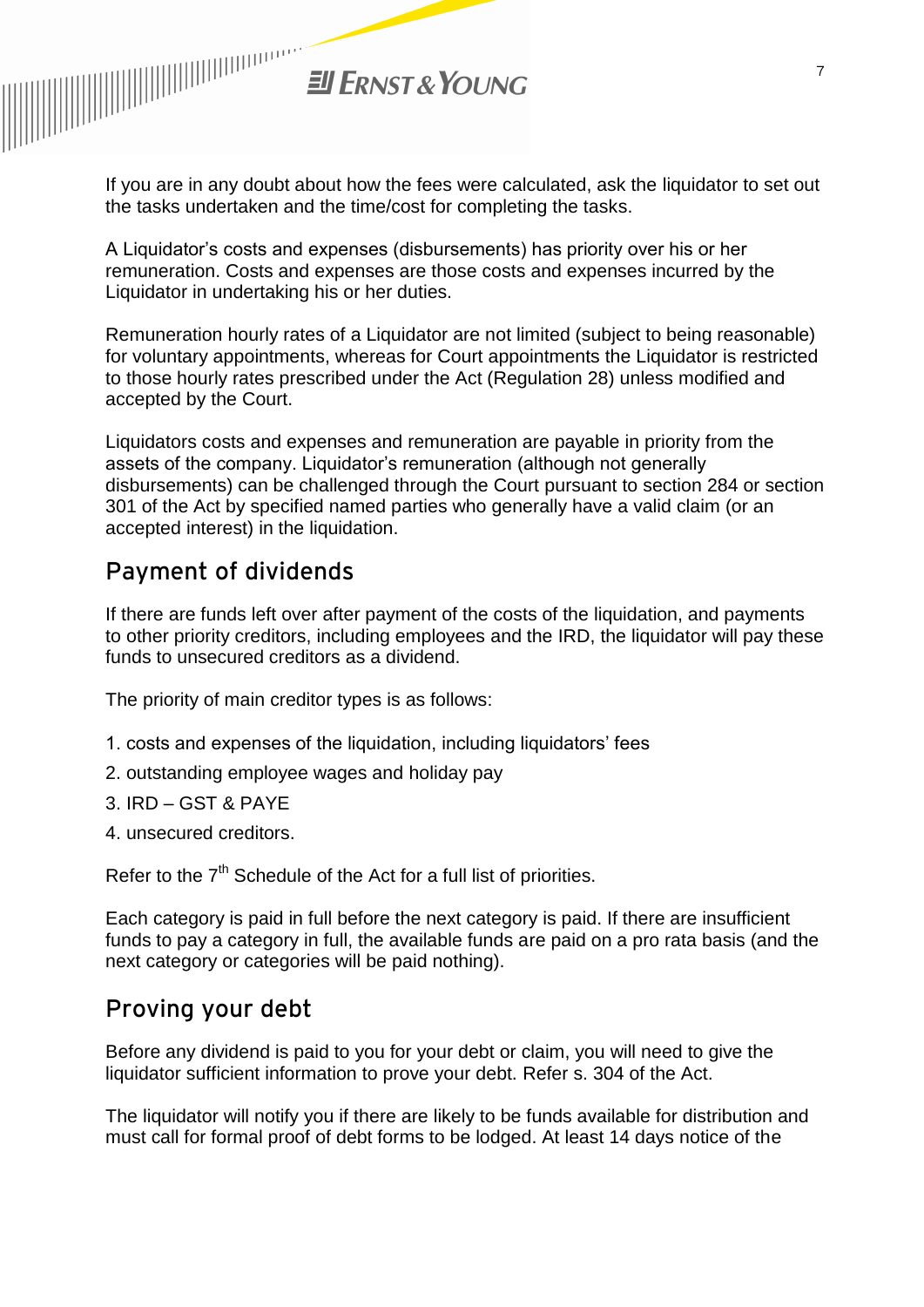If you are in any doubt about how the fees were calculated, ask the liquidator to set out the tasks undertaken and the time/cost for completing the tasks.

A Liquidator's costs and expenses (disbursements) has priority over his or her remuneration. Costs and expenses are those costs and expenses incurred by the Liquidator in undertaking his or her duties.

Remuneration hourly rates of a Liquidator are not limited (subject to being reasonable) for voluntary appointments, whereas for Court appointments the Liquidator is restricted to those hourly rates prescribed under the Act (Regulation 28) unless modified and accepted by the Court.

Liquidators costs and expenses and remuneration are payable in priority from the assets of the company. Liquidator's remuneration (although not generally disbursements) can be challenged through the Court pursuant to section 284 or section 301 of the Act by specified named parties who generally have a valid claim (or an accepted interest) in the liquidation.

## Payment of dividends

If there are funds left over after payment of the costs of the liquidation, and payments to other priority creditors, including employees and the IRD, the liquidator will pay these funds to unsecured creditors as a dividend.

The priority of main creditor types is as follows:

1. costs and expenses of the liquidation, including liquidators' fees
2. outstanding employee wages and holiday pay
3. IRD – GST & PAYE
4. unsecured creditors.

Refer to the 7th Schedule of the Act for a full list of priorities.

Each category is paid in full before the next category is paid. If there are insufficient funds to pay a category in full, the available funds are paid on a pro rata basis (and the next category or categories will be paid nothing).

## Proving your debt

Before any dividend is paid to you for your debt or claim, you will need to give the liquidator sufficient information to prove your debt. Refer s. 304 of the Act.

The liquidator will notify you if there are likely to be funds available for distribution and must call for formal proof of debt forms to be lodged. At least 14 days notice of the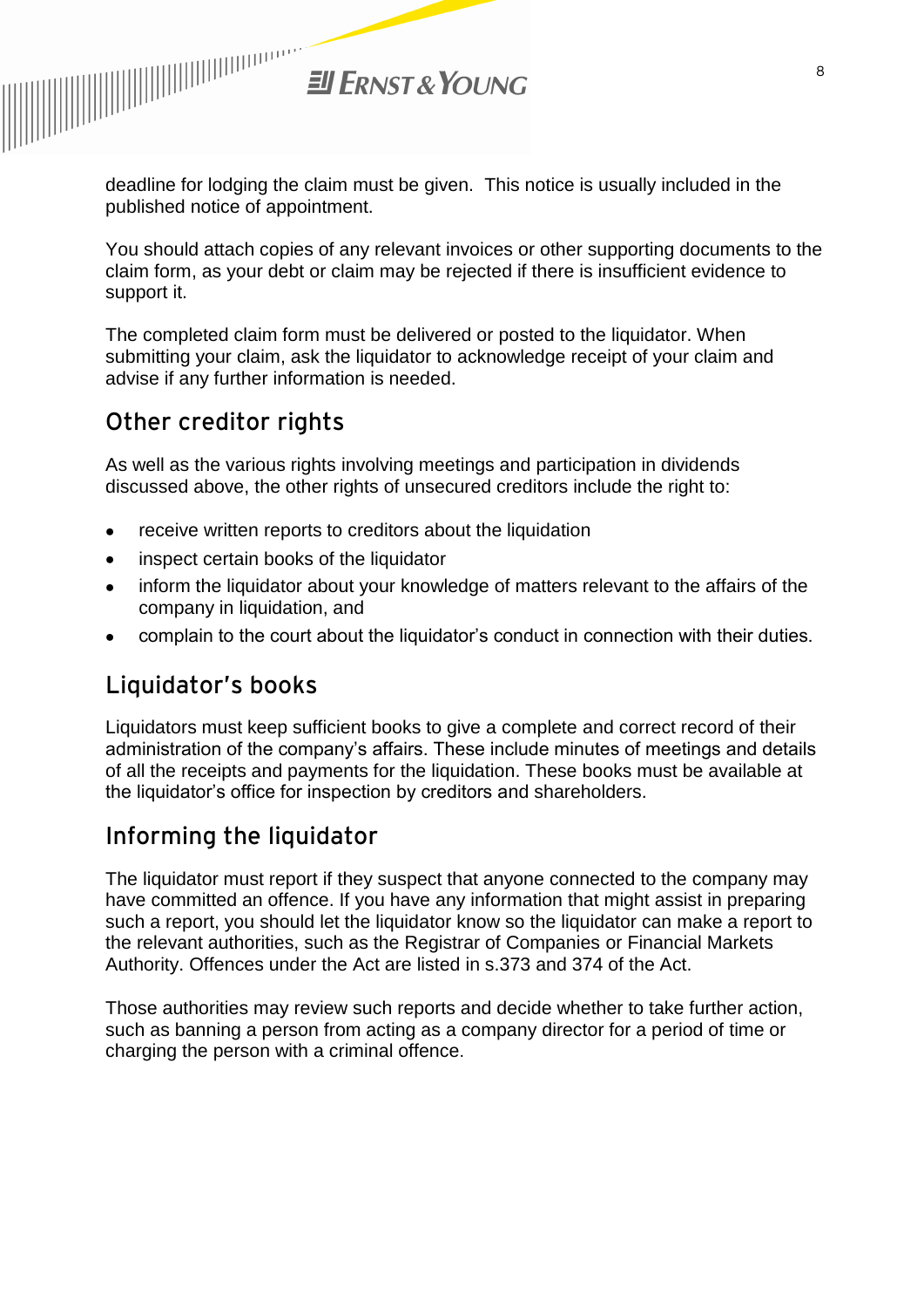deadline for lodging the claim must be given. This notice is usually included in the published notice of appointment.

You should attach copies of any relevant invoices or other supporting documents to the claim form, as your debt or claim may be rejected if there is insufficient evidence to support it.

The completed claim form must be delivered or posted to the liquidator. When submitting your claim, ask the liquidator to acknowledge receipt of your claim and advise if any further information is needed.

## Other creditor rights

As well as the various rights involving meetings and participation in dividends discussed above, the other rights of unsecured creditors include the right to:

- receive written reports to creditors about the liquidation
- inspect certain books of the liquidator
- inform the liquidator about your knowledge of matters relevant to the affairs of the company in liquidation, and
- complain to the court about the liquidator's conduct in connection with their duties.

## Liquidator's books

Liquidators must keep sufficient books to give a complete and correct record of their administration of the company's affairs. These include minutes of meetings and details of all the receipts and payments for the liquidation. These books must be available at the liquidator's office for inspection by creditors and shareholders.

## Informing the liquidator

The liquidator must report if they suspect that anyone connected to the company may have committed an offence. If you have any information that might assist in preparing such a report, you should let the liquidator know so the liquidator can make a report to the relevant authorities, such as the Registrar of Companies or Financial Markets Authority. Offences under the Act are listed in s.373 and 374 of the Act.

Those authorities may review such reports and decide whether to take further action, such as banning a person from acting as a company director for a period of time or charging the person with a criminal offence.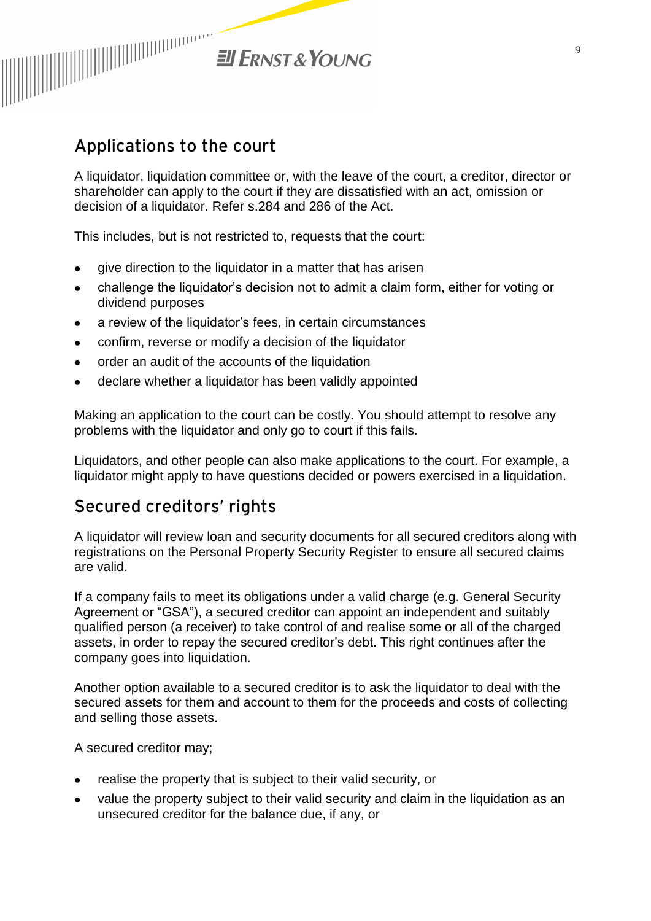## Applications to the court

A liquidator, liquidation committee or, with the leave of the court, a creditor, director or shareholder can apply to the court if they are dissatisfied with an act, omission or decision of a liquidator. Refer s.284 and 286 of the Act.

This includes, but is not restricted to, requests that the court:

- give direction to the liquidator in a matter that has arisen
- challenge the liquidator's decision not to admit a claim form, either for voting or dividend purposes
- a review of the liquidator's fees, in certain circumstances
- confirm, reverse or modify a decision of the liquidator
- order an audit of the accounts of the liquidation
- declare whether a liquidator has been validly appointed

Making an application to the court can be costly. You should attempt to resolve any problems with the liquidator and only go to court if this fails.

Liquidators, and other people can also make applications to the court. For example, a liquidator might apply to have questions decided or powers exercised in a liquidation.

## Secured creditors' rights

A liquidator will review loan and security documents for all secured creditors along with registrations on the Personal Property Security Register to ensure all secured claims are valid.

If a company fails to meet its obligations under a valid charge (e.g. General Security Agreement or "GSA"), a secured creditor can appoint an independent and suitably qualified person (a receiver) to take control of and realise some or all of the charged assets, in order to repay the secured creditor's debt. This right continues after the company goes into liquidation.

Another option available to a secured creditor is to ask the liquidator to deal with the secured assets for them and account to them for the proceeds and costs of collecting and selling those assets.

A secured creditor may;

- realise the property that is subject to their valid security, or
- value the property subject to their valid security and claim in the liquidation as an unsecured creditor for the balance due, if any, or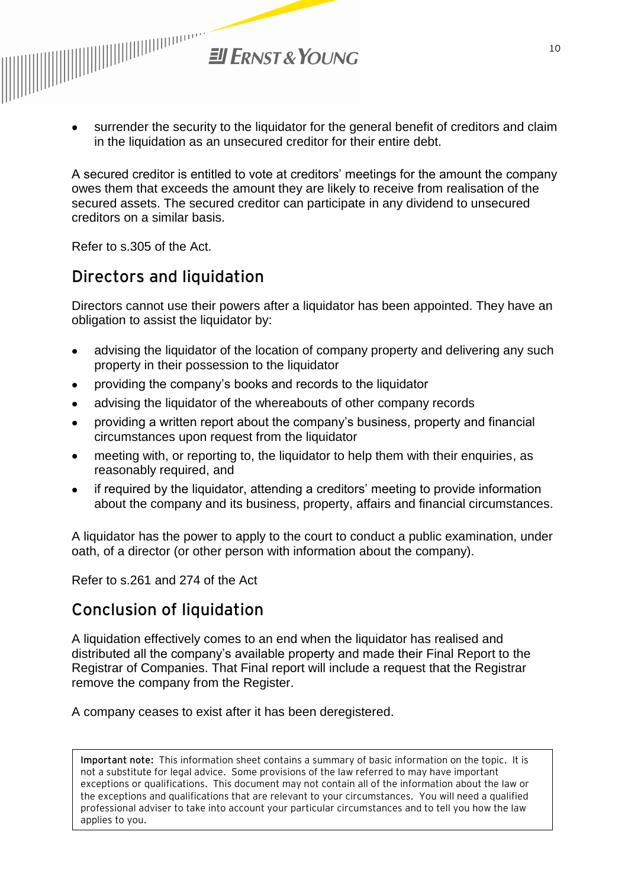- surrender the security to the liquidator for the general benefit of creditors and claim in the liquidation as an unsecured creditor for their entire debt.

A secured creditor is entitled to vote at creditors' meetings for the amount the company owes them that exceeds the amount they are likely to receive from realisation of the secured assets. The secured creditor can participate in any dividend to unsecured creditors on a similar basis.

Refer to s.305 of the Act.

## Directors and liquidation

Directors cannot use their powers after a liquidator has been appointed. They have an obligation to assist the liquidator by:

- advising the liquidator of the location of company property and delivering any such property in their possession to the liquidator
- providing the company's books and records to the liquidator
- advising the liquidator of the whereabouts of other company records
- providing a written report about the company's business, property and financial circumstances upon request from the liquidator
- meeting with, or reporting to, the liquidator to help them with their enquiries, as reasonably required, and
- if required by the liquidator, attending a creditors' meeting to provide information about the company and its business, property, affairs and financial circumstances.

A liquidator has the power to apply to the court to conduct a public examination, under oath, of a director (or other person with information about the company).

Refer to s.261 and 274 of the Act

## Conclusion of liquidation

A liquidation effectively comes to an end when the liquidator has realised and distributed all the company's available property and made their Final Report to the Registrar of Companies. That Final report will include a request that the Registrar remove the company from the Register.

A company ceases to exist after it has been deregistered.

**Important note:** This information sheet contains a summary of basic information on the topic. It is not a substitute for legal advice. Some provisions of the law referred to may have important exceptions or qualifications. This document may not contain all of the information about the law or the exceptions and qualifications that are relevant to your circumstances. You will need a qualified professional adviser to take into account your particular circumstances and to tell you how the law applies to you.